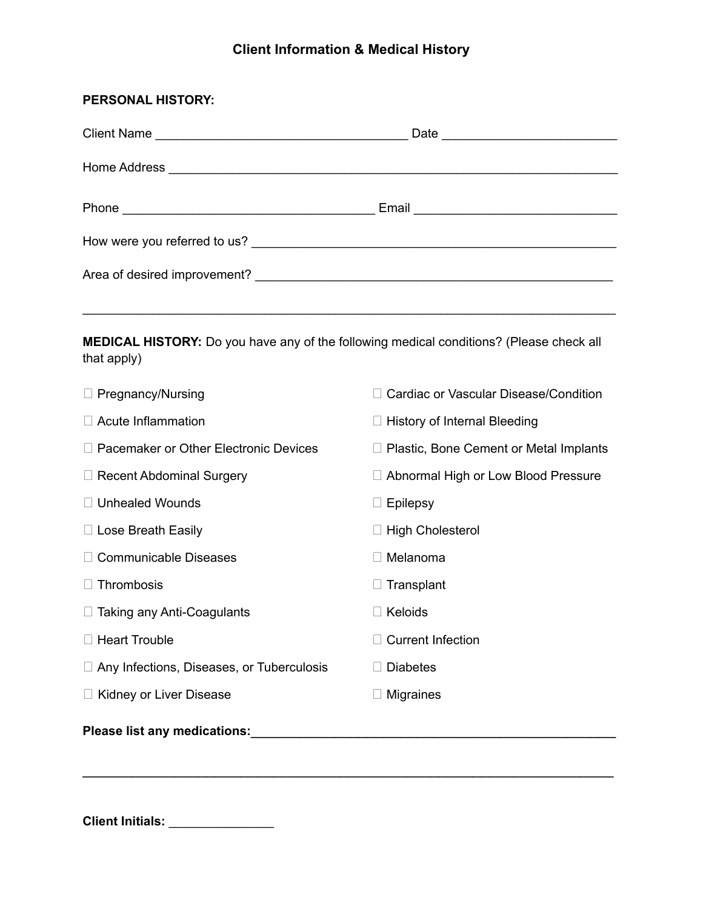# Client Information & Medical History

**PERSONAL HISTORY:**

Client Name ___________________________________ Date ________________________

Home Address ________________________________________________________________

Phone ___________________________________ Email ____________________________

How were you referred to us? ___________________________________________________

Area of desired improvement? __________________________________________________

_____________________________________________________________________________

**MEDICAL HISTORY:** Do you have any of the following medical conditions? (Please check all that apply)

- ☐ Pregnancy/Nursing
- ☐ Acute Inflammation
- ☐ Pacemaker or Other Electronic Devices
- ☐ Recent Abdominal Surgery
- ☐ Unhealed Wounds
- ☐ Lose Breath Easily
- ☐ Communicable Diseases
- ☐ Thrombosis
- ☐ Taking any Anti-Coagulants
- ☐ Heart Trouble
- ☐ Any Infections, Diseases, or Tuberculosis
- ☐ Kidney or Liver Disease
- ☐ Cardiac or Vascular Disease/Condition
- ☐ History of Internal Bleeding
- ☐ Plastic, Bone Cement or Metal Implants
- ☐ Abnormal High or Low Blood Pressure
- ☐ Epilepsy
- ☐ High Cholesterol
- ☐ Melanoma
- ☐ Transplant
- ☐ Keloids
- ☐ Current Infection
- ☐ Diabetes
- ☐ Migraines

**Please list any medications:**_____________________________________________________

_____________________________________________________________________________

**Client Initials:** _______________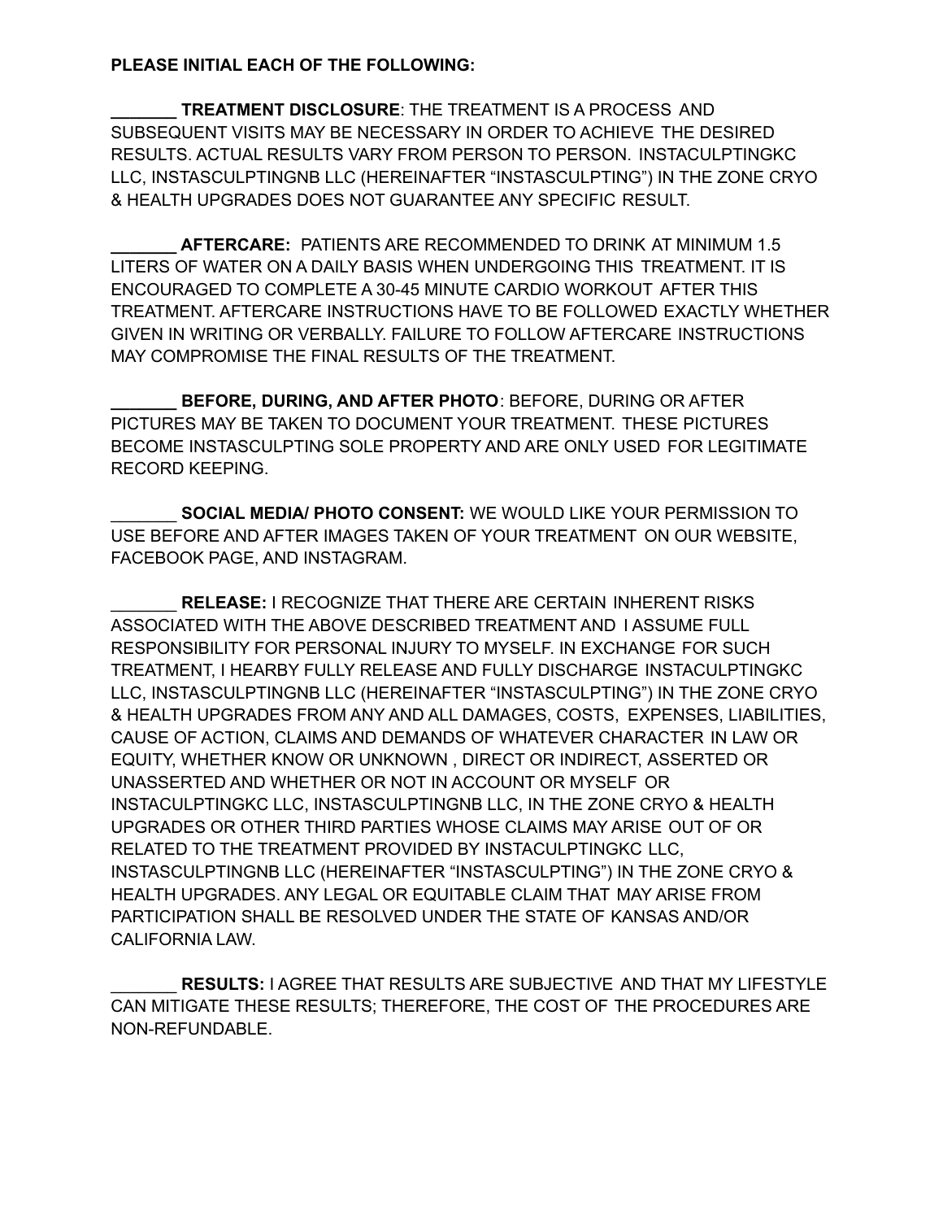**PLEASE INITIAL EACH OF THE FOLLOWING:**

**_______ TREATMENT DISCLOSURE**: THE TREATMENT IS A PROCESS AND SUBSEQUENT VISITS MAY BE NECESSARY IN ORDER TO ACHIEVE THE DESIRED RESULTS. ACTUAL RESULTS VARY FROM PERSON TO PERSON. INSTACULPTINGKC LLC, INSTASCULPTINGNB LLC (HEREINAFTER "INSTASCULPTING") IN THE ZONE CRYO & HEALTH UPGRADES DOES NOT GUARANTEE ANY SPECIFIC RESULT.

**_______ AFTERCARE:** PATIENTS ARE RECOMMENDED TO DRINK AT MINIMUM 1.5 LITERS OF WATER ON A DAILY BASIS WHEN UNDERGOING THIS TREATMENT. IT IS ENCOURAGED TO COMPLETE A 30-45 MINUTE CARDIO WORKOUT AFTER THIS TREATMENT. AFTERCARE INSTRUCTIONS HAVE TO BE FOLLOWED EXACTLY WHETHER GIVEN IN WRITING OR VERBALLY. FAILURE TO FOLLOW AFTERCARE INSTRUCTIONS MAY COMPROMISE THE FINAL RESULTS OF THE TREATMENT.

**_______ BEFORE, DURING, AND AFTER PHOTO**: BEFORE, DURING OR AFTER PICTURES MAY BE TAKEN TO DOCUMENT YOUR TREATMENT. THESE PICTURES BECOME INSTASCULPTING SOLE PROPERTY AND ARE ONLY USED FOR LEGITIMATE RECORD KEEPING.

_______ **SOCIAL MEDIA/ PHOTO CONSENT:** WE WOULD LIKE YOUR PERMISSION TO USE BEFORE AND AFTER IMAGES TAKEN OF YOUR TREATMENT ON OUR WEBSITE, FACEBOOK PAGE, AND INSTAGRAM.

_______ **RELEASE:** I RECOGNIZE THAT THERE ARE CERTAIN INHERENT RISKS ASSOCIATED WITH THE ABOVE DESCRIBED TREATMENT AND I ASSUME FULL RESPONSIBILITY FOR PERSONAL INJURY TO MYSELF. IN EXCHANGE FOR SUCH TREATMENT, I HEARBY FULLY RELEASE AND FULLY DISCHARGE INSTACULPTINGKC LLC, INSTASCULPTINGNB LLC (HEREINAFTER "INSTASCULPTING") IN THE ZONE CRYO & HEALTH UPGRADES FROM ANY AND ALL DAMAGES, COSTS, EXPENSES, LIABILITIES, CAUSE OF ACTION, CLAIMS AND DEMANDS OF WHATEVER CHARACTER IN LAW OR EQUITY, WHETHER KNOW OR UNKNOWN , DIRECT OR INDIRECT, ASSERTED OR UNASSERTED AND WHETHER OR NOT IN ACCOUNT OR MYSELF OR INSTACULPTINGKC LLC, INSTASCULPTINGNB LLC, IN THE ZONE CRYO & HEALTH UPGRADES OR OTHER THIRD PARTIES WHOSE CLAIMS MAY ARISE OUT OF OR RELATED TO THE TREATMENT PROVIDED BY INSTACULPTINGKC LLC, INSTASCULPTINGNB LLC (HEREINAFTER "INSTASCULPTING") IN THE ZONE CRYO & HEALTH UPGRADES. ANY LEGAL OR EQUITABLE CLAIM THAT MAY ARISE FROM PARTICIPATION SHALL BE RESOLVED UNDER THE STATE OF KANSAS AND/OR CALIFORNIA LAW.

_______ **RESULTS:** I AGREE THAT RESULTS ARE SUBJECTIVE AND THAT MY LIFESTYLE CAN MITIGATE THESE RESULTS; THEREFORE, THE COST OF THE PROCEDURES ARE NON-REFUNDABLE.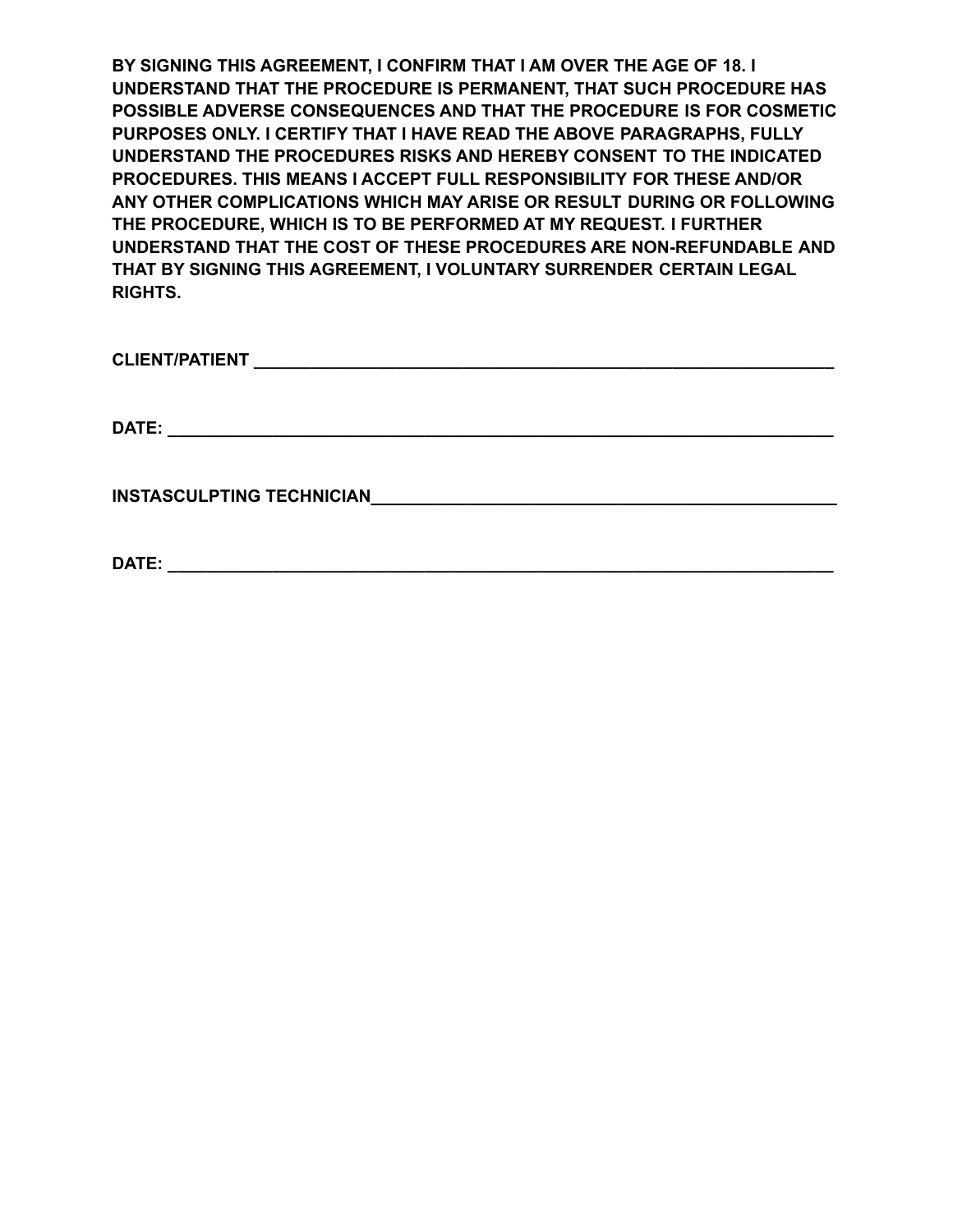**BY SIGNING THIS AGREEMENT, I CONFIRM THAT I AM OVER THE AGE OF 18. I UNDERSTAND THAT THE PROCEDURE IS PERMANENT, THAT SUCH PROCEDURE HAS POSSIBLE ADVERSE CONSEQUENCES AND THAT THE PROCEDURE IS FOR COSMETIC PURPOSES ONLY. I CERTIFY THAT I HAVE READ THE ABOVE PARAGRAPHS, FULLY UNDERSTAND THE PROCEDURES RISKS AND HEREBY CONSENT TO THE INDICATED PROCEDURES. THIS MEANS I ACCEPT FULL RESPONSIBILITY FOR THESE AND/OR ANY OTHER COMPLICATIONS WHICH MAY ARISE OR RESULT DURING OR FOLLOWING THE PROCEDURE, WHICH IS TO BE PERFORMED AT MY REQUEST. I FURTHER UNDERSTAND THAT THE COST OF THESE PROCEDURES ARE NON-REFUNDABLE AND THAT BY SIGNING THIS AGREEMENT, I VOLUNTARY SURRENDER CERTAIN LEGAL RIGHTS.**

**CLIENT/PATIENT** ____________________________________________________________

**DATE:** ____________________________________________________________________

**INSTASCULPTING TECHNICIAN**_______________________________________________

**DATE:** ____________________________________________________________________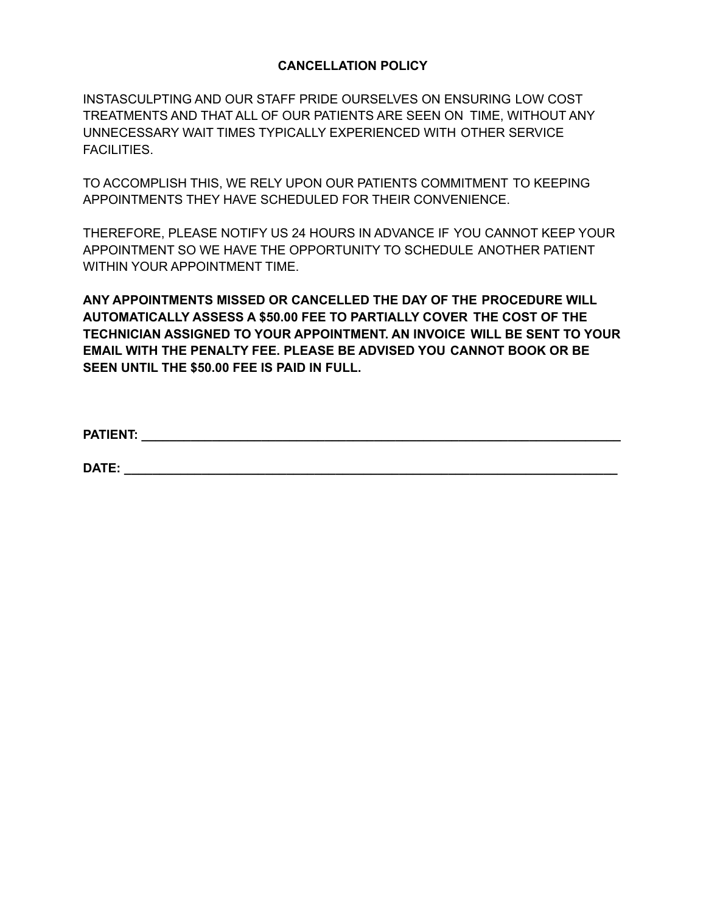## CANCELLATION POLICY

INSTASCULPTING AND OUR STAFF PRIDE OURSELVES ON ENSURING LOW COST TREATMENTS AND THAT ALL OF OUR PATIENTS ARE SEEN ON TIME, WITHOUT ANY UNNECESSARY WAIT TIMES TYPICALLY EXPERIENCED WITH OTHER SERVICE FACILITIES.

TO ACCOMPLISH THIS, WE RELY UPON OUR PATIENTS COMMITMENT TO KEEPING APPOINTMENTS THEY HAVE SCHEDULED FOR THEIR CONVENIENCE.

THEREFORE, PLEASE NOTIFY US 24 HOURS IN ADVANCE IF YOU CANNOT KEEP YOUR APPOINTMENT SO WE HAVE THE OPPORTUNITY TO SCHEDULE ANOTHER PATIENT WITHIN YOUR APPOINTMENT TIME.

**ANY APPOINTMENTS MISSED OR CANCELLED THE DAY OF THE PROCEDURE WILL AUTOMATICALLY ASSESS A $50.00 FEE TO PARTIALLY COVER THE COST OF THE TECHNICIAN ASSIGNED TO YOUR APPOINTMENT. AN INVOICE WILL BE SENT TO YOUR EMAIL WITH THE PENALTY FEE. PLEASE BE ADVISED YOU CANNOT BOOK OR BE SEEN UNTIL THE $50.00 FEE IS PAID IN FULL.**

**PATIENT:** ______________________________________________________________

**DATE:** ________________________________________________________________